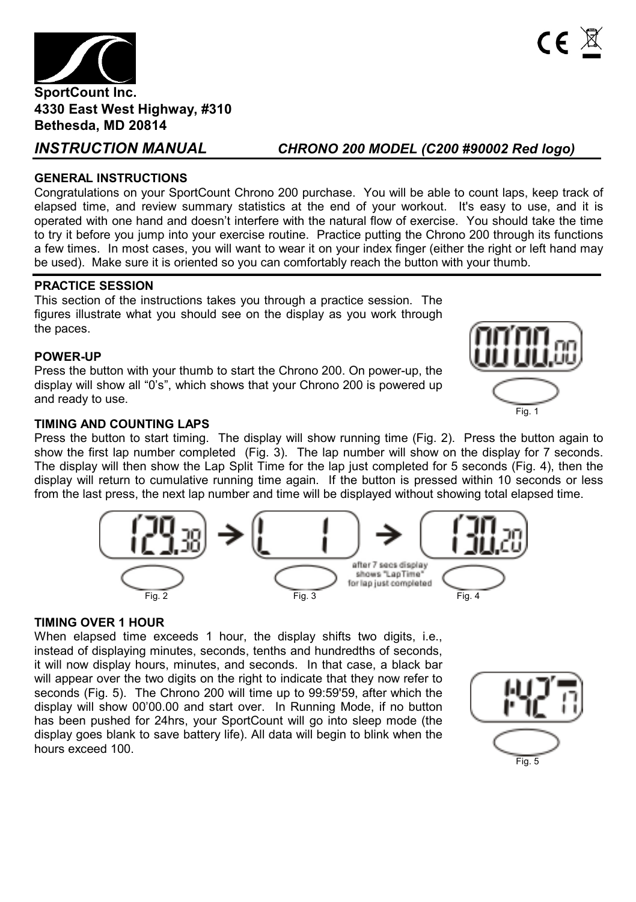**SportCount Inc.**
**4330 East West Highway, #310**
**Bethesda, MD 20814**

## *INSTRUCTION MANUAL* *CHRONO 200 MODEL (C200 #90002 Red logo)*

### GENERAL INSTRUCTIONS

Congratulations on your SportCount Chrono 200 purchase. You will be able to count laps, keep track of elapsed time, and review summary statistics at the end of your workout. It's easy to use, and it is operated with one hand and doesn't interfere with the natural flow of exercise. You should take the time to try it before you jump into your exercise routine. Practice putting the Chrono 200 through its functions a few times. In most cases, you will want to wear it on your index finger (either the right or left hand may be used). Make sure it is oriented so you can comfortably reach the button with your thumb.

### PRACTICE SESSION

This section of the instructions takes you through a practice session. The figures illustrate what you should see on the display as you work through the paces.

### POWER-UP

Press the button with your thumb to start the Chrono 200. On power-up, the display will show all "0's", which shows that your Chrono 200 is powered up and ready to use.

Fig. 1

### TIMING AND COUNTING LAPS

Press the button to start timing. The display will show running time (Fig. 2). Press the button again to show the first lap number completed (Fig. 3). The lap number will show on the display for 7 seconds. The display will then show the Lap Split Time for the lap just completed for 5 seconds (Fig. 4), then the display will return to cumulative running time again. If the button is pressed within 10 seconds or less from the last press, the next lap number and time will be displayed without showing total elapsed time.

Fig. 2 Fig. 3 Fig. 4

after 7 secs display shows "LapTime" for lap just completed

### TIMING OVER 1 HOUR

When elapsed time exceeds 1 hour, the display shifts two digits, i.e., instead of displaying minutes, seconds, tenths and hundredths of seconds, it will now display hours, minutes, and seconds. In that case, a black bar will appear over the two digits on the right to indicate that they now refer to seconds (Fig. 5). The Chrono 200 will time up to 99:59'59, after which the display will show 00'00.00 and start over. In Running Mode, if no button has been pushed for 24hrs, your SportCount will go into sleep mode (the display goes blank to save battery life). All data will begin to blink when the hours exceed 100.

Fig. 5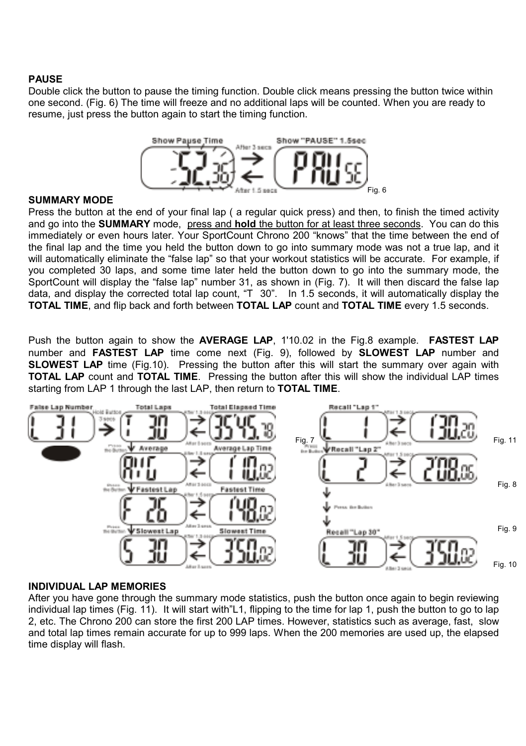**PAUSE**

Double click the button to pause the timing function. Double click means pressing the button twice within one second. (Fig. 6) The time will freeze and no additional laps will be counted. When you are ready to resume, just press the button again to start the timing function.

Show Pause Time
After 3 secs
Show "PAUSE" 1.5sec
After 1.5 secs
Fig. 6

**SUMMARY MODE**

Press the button at the end of your final lap ( a regular quick press) and then, to finish the timed activity and go into the **SUMMARY** mode, press and **hold** the button for at least three seconds. You can do this immediately or even hours later. Your SportCount Chrono 200 "knows" that the time between the end of the final lap and the time you held the button down to go into summary mode was not a true lap, and it will automatically eliminate the "false lap" so that your workout statistics will be accurate. For example, if you completed 30 laps, and some time later held the button down to go into the summary mode, the SportCount will display the "false lap" number 31, as shown in (Fig. 7). It will then discard the false lap data, and display the corrected total lap count, "T 30". In 1.5 seconds, it will automatically display the **TOTAL TIME**, and flip back and forth between **TOTAL LAP** count and **TOTAL TIME** every 1.5 seconds.

Push the button again to show the **AVERAGE LAP**, 1'10.02 in the Fig.8 example. **FASTEST LAP** number and **FASTEST LAP** time come next (Fig. 9), followed by **SLOWEST LAP** number and **SLOWEST LAP** time (Fig.10). Pressing the button after this will start the summary over again with **TOTAL LAP** count and **TOTAL TIME**. Pressing the button after this will show the individual LAP times starting from LAP 1 through the last LAP, then return to **TOTAL TIME**.

False Lap Number
Hold Button 3 secs
Total Laps
Total Elapsed Time
Press the Button
Average
Average Lap Time
Press the Button
Fastest Lap
Fastest Time
Press the Button
Slowest Lap
Slowest Time
After 1.5 secs
After 3 secs
Fig. 7
Fig. 8
Fig. 9
Fig. 10

Recall "Lap 1"
Press the Button
Recall "Lap 2"
Press the Button
Recall "Lap 30"
After 1.5 secs
After 3 secs
Fig. 11

**INDIVIDUAL LAP MEMORIES**

After you have gone through the summary mode statistics, push the button once again to begin reviewing individual lap times (Fig. 11). It will start with"L1, flipping to the time for lap 1, push the button to go to lap 2, etc. The Chrono 200 can store the first 200 LAP times. However, statistics such as average, fast, slow and total lap times remain accurate for up to 999 laps. When the 200 memories are used up, the elapsed time display will flash.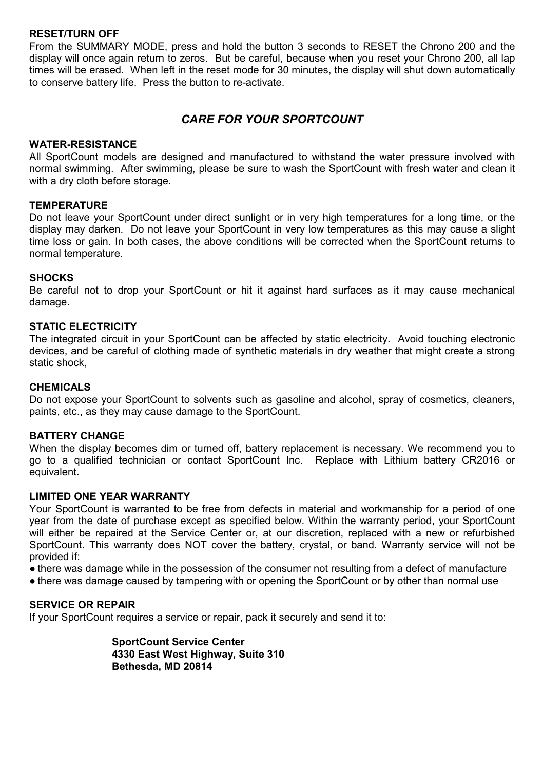**RESET/TURN OFF**

From the SUMMARY MODE, press and hold the button 3 seconds to RESET the Chrono 200 and the display will once again return to zeros. But be careful, because when you reset your Chrono 200, all lap times will be erased. When left in the reset mode for 30 minutes, the display will shut down automatically to conserve battery life. Press the button to re-activate.

## *CARE FOR YOUR SPORTCOUNT*

**WATER-RESISTANCE**

All SportCount models are designed and manufactured to withstand the water pressure involved with normal swimming. After swimming, please be sure to wash the SportCount with fresh water and clean it with a dry cloth before storage.

**TEMPERATURE**

Do not leave your SportCount under direct sunlight or in very high temperatures for a long time, or the display may darken. Do not leave your SportCount in very low temperatures as this may cause a slight time loss or gain. In both cases, the above conditions will be corrected when the SportCount returns to normal temperature.

**SHOCKS**

Be careful not to drop your SportCount or hit it against hard surfaces as it may cause mechanical damage.

**STATIC ELECTRICITY**

The integrated circuit in your SportCount can be affected by static electricity. Avoid touching electronic devices, and be careful of clothing made of synthetic materials in dry weather that might create a strong static shock,

**CHEMICALS**

Do not expose your SportCount to solvents such as gasoline and alcohol, spray of cosmetics, cleaners, paints, etc., as they may cause damage to the SportCount.

**BATTERY CHANGE**

When the display becomes dim or turned off, battery replacement is necessary. We recommend you to go to a qualified technician or contact SportCount Inc. Replace with Lithium battery CR2016 or equivalent.

**LIMITED ONE YEAR WARRANTY**

Your SportCount is warranted to be free from defects in material and workmanship for a period of one year from the date of purchase except as specified below. Within the warranty period, your SportCount will either be repaired at the Service Center or, at our discretion, replaced with a new or refurbished SportCount. This warranty does NOT cover the battery, crystal, or band. Warranty service will not be provided if:

- there was damage while in the possession of the consumer not resulting from a defect of manufacture
- there was damage caused by tampering with or opening the SportCount or by other than normal use

**SERVICE OR REPAIR**

If your SportCount requires a service or repair, pack it securely and send it to:

**SportCount Service Center**
**4330 East West Highway, Suite 310**
**Bethesda, MD 20814**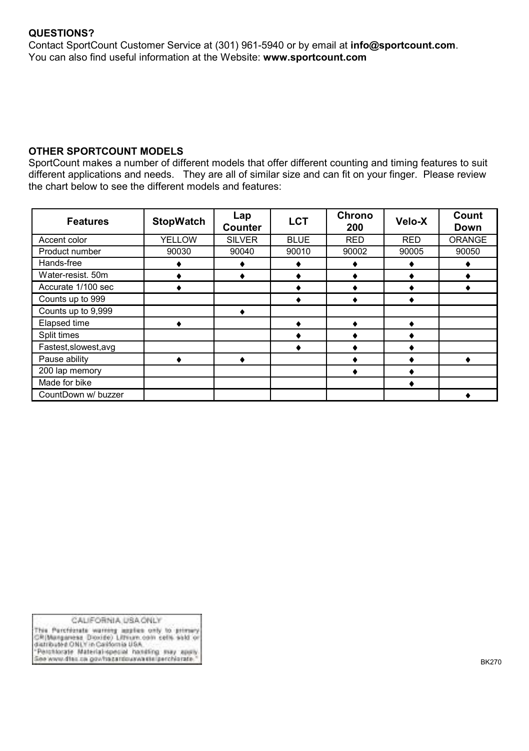**QUESTIONS?**

Contact SportCount Customer Service at (301) 961-5940 or by email at **info@sportcount.com**.
You can also find useful information at the Website: **www.sportcount.com**

**OTHER SPORTCOUNT MODELS**

SportCount makes a number of different models that offer different counting and timing features to suit different applications and needs. They are all of similar size and can fit on your finger. Please review the chart below to see the different models and features:

| Features | StopWatch | Lap Counter | LCT | Chrono 200 | Velo-X | Count Down |
|---|---|---|---|---|---|---|
| Accent color | YELLOW | SILVER | BLUE | RED | RED | ORANGE |
| Product number | 90030 | 90040 | 90010 | 90002 | 90005 | 90050 |
| Hands-free | ♦ | ♦ | ♦ | ♦ | ♦ | ♦ |
| Water-resist. 50m | ♦ | ♦ | ♦ | ♦ | ♦ | ♦ |
| Accurate 1/100 sec | ♦ | | ♦ | ♦ | ♦ | ♦ |
| Counts up to 999 | | | ♦ | ♦ | ♦ | |
| Counts up to 9,999 | | ♦ | | | | |
| Elapsed time | ♦ | | ♦ | ♦ | ♦ | |
| Split times | | | ♦ | ♦ | ♦ | |
| Fastest,slowest,avg | | | ♦ | ♦ | ♦ | |
| Pause ability | ♦ | ♦ | | ♦ | ♦ | ♦ |
| 200 lap memory | | | | ♦ | ♦ | |
| Made for bike | | | | | ♦ | |
| CountDown w/ buzzer | | | | | | ♦ |

CALIFORNIA USA ONLY

This Perchlorate warning applies only to primary CR(Manganese Dioxide) Lithium coin cells sold or distributed ONLY in California USA.
"Perchlorate Material-special handling may apply. See www.dtsc.ca.gov/hazardouswaste/perchlorate."

BK270